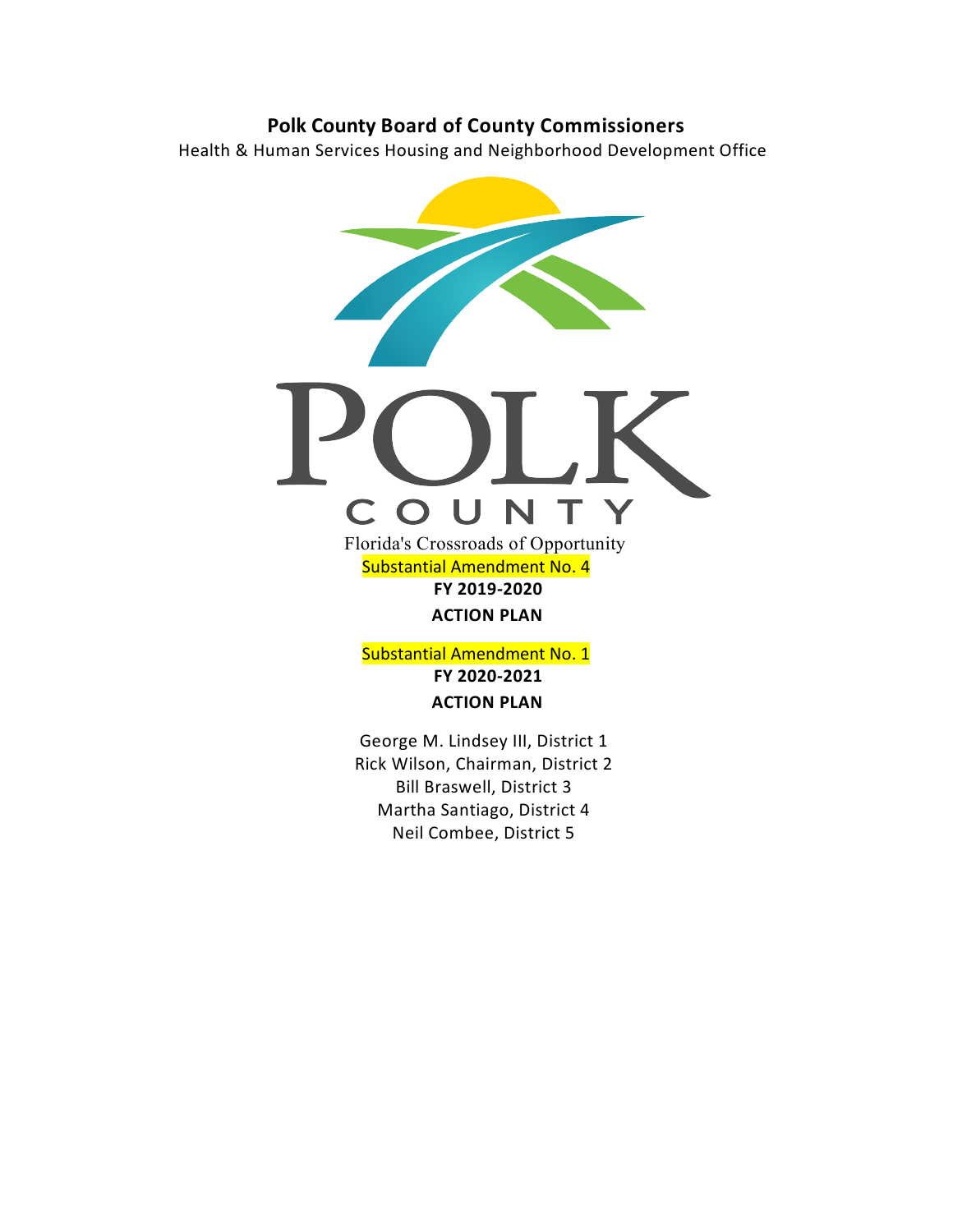**Polk County Board of County Commissioners**

Health & Human Services Housing and Neighborhood Development Office

POLK

COUNTY

Florida's Crossroads of Opportunity

Substantial Amendment No. 4

**FY 2019-2020**

**ACTION PLAN**

Substantial Amendment No. 1

**FY 2020-2021**

**ACTION PLAN**

George M. Lindsey III, District 1

Rick Wilson, Chairman, District 2

Bill Braswell, District 3

Martha Santiago, District 4

Neil Combee, District 5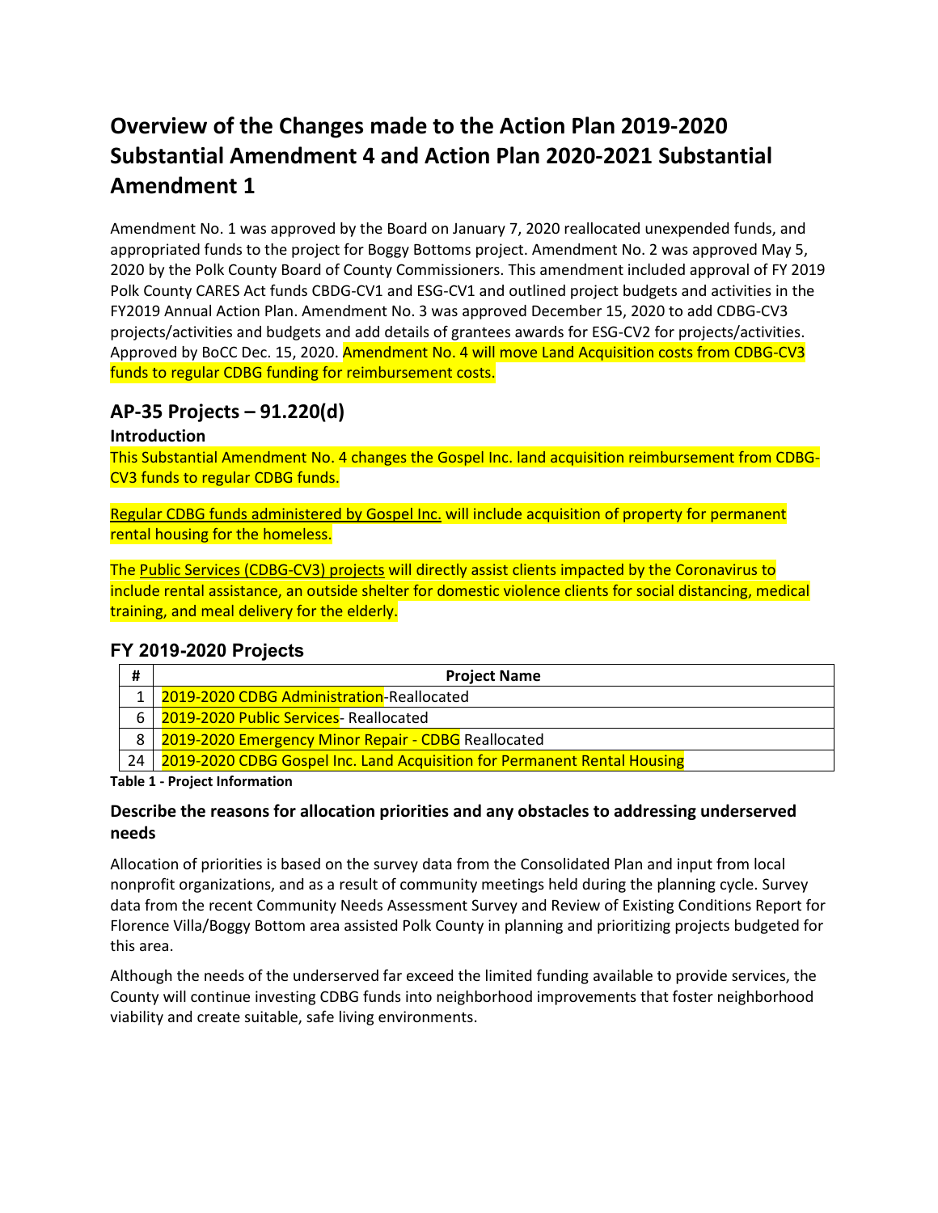# Overview of the Changes made to the Action Plan 2019-2020 Substantial Amendment 4 and Action Plan 2020-2021 Substantial Amendment 1

Amendment No. 1 was approved by the Board on January 7, 2020 reallocated unexpended funds, and appropriated funds to the project for Boggy Bottoms project. Amendment No. 2 was approved May 5, 2020 by the Polk County Board of County Commissioners. This amendment included approval of FY 2019 Polk County CARES Act funds CBDG-CV1 and ESG-CV1 and outlined project budgets and activities in the FY2019 Annual Action Plan. Amendment No. 3 was approved December 15, 2020 to add CDBG-CV3 projects/activities and budgets and add details of grantees awards for ESG-CV2 for projects/activities. Approved by BoCC Dec. 15, 2020. Amendment No. 4 will move Land Acquisition costs from CDBG-CV3 funds to regular CDBG funding for reimbursement costs.

## AP-35 Projects – 91.220(d)

### Introduction

This Substantial Amendment No. 4 changes the Gospel Inc. land acquisition reimbursement from CDBG-CV3 funds to regular CDBG funds.

Regular CDBG funds administered by Gospel Inc. will include acquisition of property for permanent rental housing for the homeless.

The Public Services (CDBG-CV3) projects will directly assist clients impacted by the Coronavirus to include rental assistance, an outside shelter for domestic violence clients for social distancing, medical training, and meal delivery for the elderly.

## FY 2019-2020 Projects

| # | Project Name |
|---|---|
| 1 | 2019-2020 CDBG Administration-Reallocated |
| 6 | 2019-2020 Public Services- Reallocated |
| 8 | 2019-2020 Emergency Minor Repair - CDBG Reallocated |
| 24 | 2019-2020 CDBG Gospel Inc. Land Acquisition for Permanent Rental Housing |

**Table 1 - Project Information**

### Describe the reasons for allocation priorities and any obstacles to addressing underserved needs

Allocation of priorities is based on the survey data from the Consolidated Plan and input from local nonprofit organizations, and as a result of community meetings held during the planning cycle. Survey data from the recent Community Needs Assessment Survey and Review of Existing Conditions Report for Florence Villa/Boggy Bottom area assisted Polk County in planning and prioritizing projects budgeted for this area.

Although the needs of the underserved far exceed the limited funding available to provide services, the County will continue investing CDBG funds into neighborhood improvements that foster neighborhood viability and create suitable, safe living environments.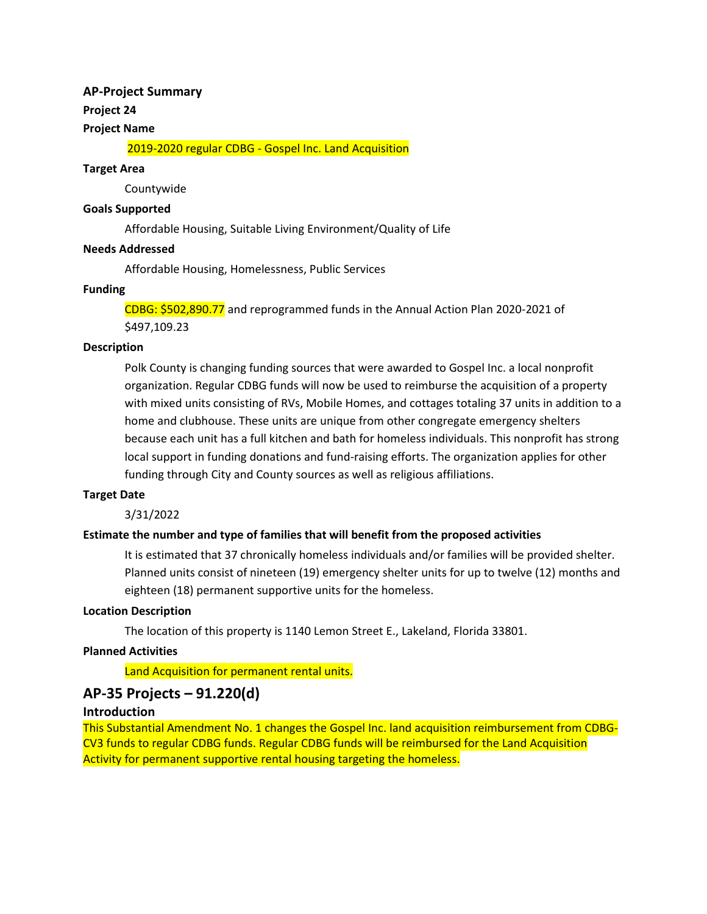**AP-Project Summary**

**Project 24**

**Project Name**

2019-2020 regular CDBG - Gospel Inc. Land Acquisition

**Target Area**

Countywide

**Goals Supported**

Affordable Housing, Suitable Living Environment/Quality of Life

**Needs Addressed**

Affordable Housing, Homelessness, Public Services

**Funding**

CDBG: $502,890.77 and reprogrammed funds in the Annual Action Plan 2020-2021 of $497,109.23

**Description**

Polk County is changing funding sources that were awarded to Gospel Inc. a local nonprofit organization. Regular CDBG funds will now be used to reimburse the acquisition of a property with mixed units consisting of RVs, Mobile Homes, and cottages totaling 37 units in addition to a home and clubhouse. These units are unique from other congregate emergency shelters because each unit has a full kitchen and bath for homeless individuals. This nonprofit has strong local support in funding donations and fund-raising efforts. The organization applies for other funding through City and County sources as well as religious affiliations.

**Target Date**

3/31/2022

**Estimate the number and type of families that will benefit from the proposed activities**

It is estimated that 37 chronically homeless individuals and/or families will be provided shelter. Planned units consist of nineteen (19) emergency shelter units for up to twelve (12) months and eighteen (18) permanent supportive units for the homeless.

**Location Description**

The location of this property is 1140 Lemon Street E., Lakeland, Florida 33801.

**Planned Activities**

Land Acquisition for permanent rental units.

## AP-35 Projects – 91.220(d)

### Introduction

This Substantial Amendment No. 1 changes the Gospel Inc. land acquisition reimbursement from CDBG-CV3 funds to regular CDBG funds. Regular CDBG funds will be reimbursed for the Land Acquisition Activity for permanent supportive rental housing targeting the homeless.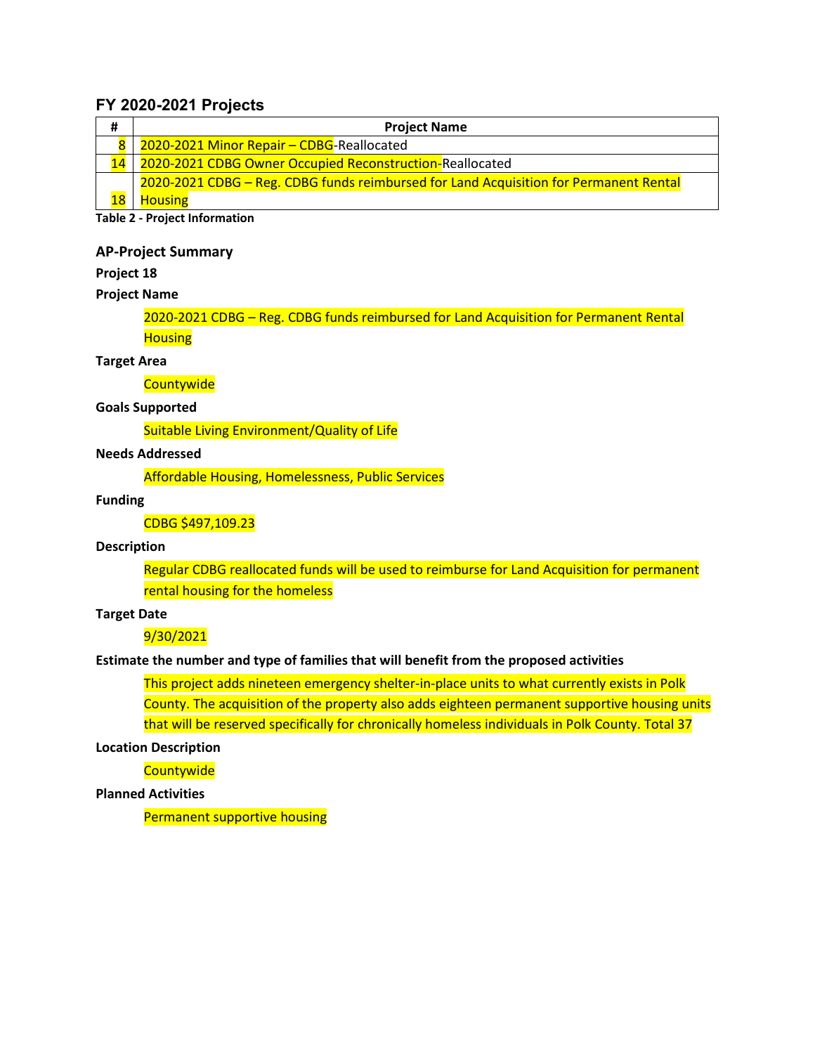## FY 2020-2021 Projects

| # | Project Name |
|---|---|
| 8 | 2020-2021 Minor Repair – CDBG-Reallocated |
| 14 | 2020-2021 CDBG Owner Occupied Reconstruction-Reallocated |
| 18 | 2020-2021 CDBG – Reg. CDBG funds reimbursed for Land Acquisition for Permanent Rental Housing |

**Table 2 - Project Information**

### AP-Project Summary

**Project 18**

**Project Name**

2020-2021 CDBG – Reg. CDBG funds reimbursed for Land Acquisition for Permanent Rental Housing

**Target Area**

Countywide

**Goals Supported**

Suitable Living Environment/Quality of Life

**Needs Addressed**

Affordable Housing, Homelessness, Public Services

**Funding**

CDBG $497,109.23

**Description**

Regular CDBG reallocated funds will be used to reimburse for Land Acquisition for permanent rental housing for the homeless

**Target Date**

9/30/2021

**Estimate the number and type of families that will benefit from the proposed activities**

This project adds nineteen emergency shelter-in-place units to what currently exists in Polk County. The acquisition of the property also adds eighteen permanent supportive housing units that will be reserved specifically for chronically homeless individuals in Polk County. Total 37

**Location Description**

Countywide

**Planned Activities**

Permanent supportive housing